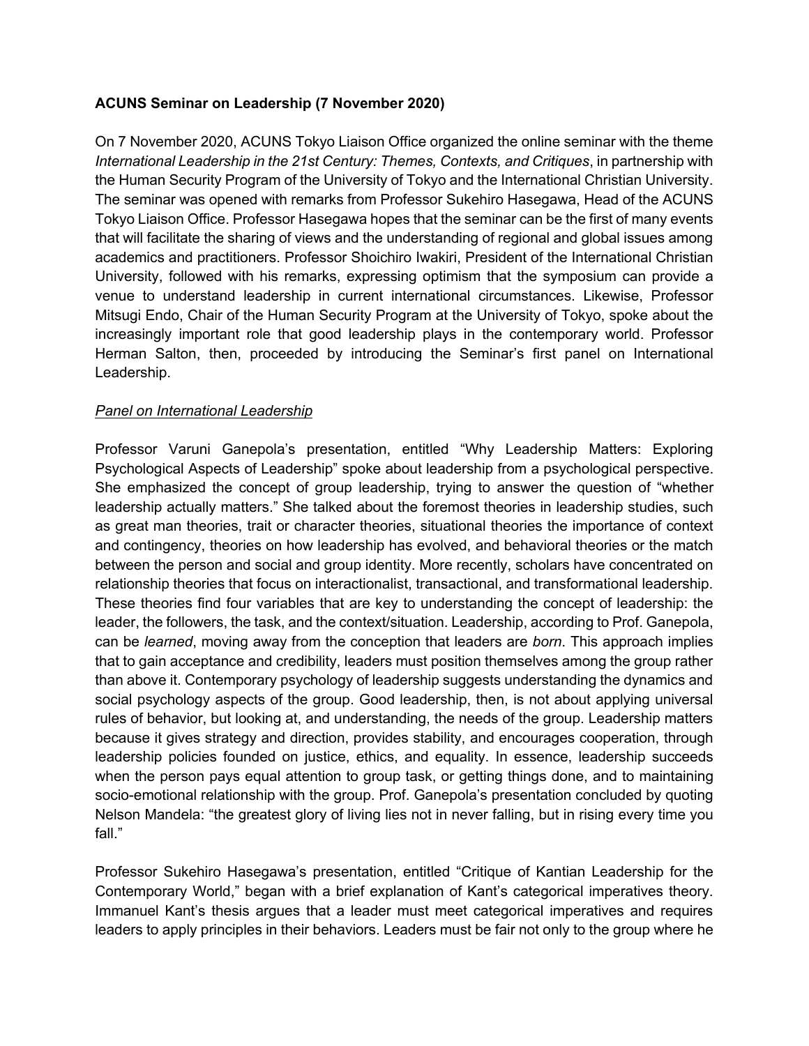**ACUNS Seminar on Leadership (7 November 2020)**

On 7 November 2020, ACUNS Tokyo Liaison Office organized the online seminar with the theme *International Leadership in the 21st Century: Themes, Contexts, and Critiques*, in partnership with the Human Security Program of the University of Tokyo and the International Christian University. The seminar was opened with remarks from Professor Sukehiro Hasegawa, Head of the ACUNS Tokyo Liaison Office. Professor Hasegawa hopes that the seminar can be the first of many events that will facilitate the sharing of views and the understanding of regional and global issues among academics and practitioners. Professor Shoichiro Iwakiri, President of the International Christian University, followed with his remarks, expressing optimism that the symposium can provide a venue to understand leadership in current international circumstances. Likewise, Professor Mitsugi Endo, Chair of the Human Security Program at the University of Tokyo, spoke about the increasingly important role that good leadership plays in the contemporary world. Professor Herman Salton, then, proceeded by introducing the Seminar's first panel on International Leadership.

<u>*Panel on International Leadership*</u>

Professor Varuni Ganepola's presentation, entitled "Why Leadership Matters: Exploring Psychological Aspects of Leadership" spoke about leadership from a psychological perspective. She emphasized the concept of group leadership, trying to answer the question of "whether leadership actually matters." She talked about the foremost theories in leadership studies, such as great man theories, trait or character theories, situational theories the importance of context and contingency, theories on how leadership has evolved, and behavioral theories or the match between the person and social and group identity. More recently, scholars have concentrated on relationship theories that focus on interactionalist, transactional, and transformational leadership. These theories find four variables that are key to understanding the concept of leadership: the leader, the followers, the task, and the context/situation. Leadership, according to Prof. Ganepola, can be *learned*, moving away from the conception that leaders are *born*. This approach implies that to gain acceptance and credibility, leaders must position themselves among the group rather than above it. Contemporary psychology of leadership suggests understanding the dynamics and social psychology aspects of the group. Good leadership, then, is not about applying universal rules of behavior, but looking at, and understanding, the needs of the group. Leadership matters because it gives strategy and direction, provides stability, and encourages cooperation, through leadership policies founded on justice, ethics, and equality. In essence, leadership succeeds when the person pays equal attention to group task, or getting things done, and to maintaining socio-emotional relationship with the group. Prof. Ganepola's presentation concluded by quoting Nelson Mandela: "the greatest glory of living lies not in never falling, but in rising every time you fall."

Professor Sukehiro Hasegawa's presentation, entitled "Critique of Kantian Leadership for the Contemporary World," began with a brief explanation of Kant's categorical imperatives theory. Immanuel Kant's thesis argues that a leader must meet categorical imperatives and requires leaders to apply principles in their behaviors. Leaders must be fair not only to the group where he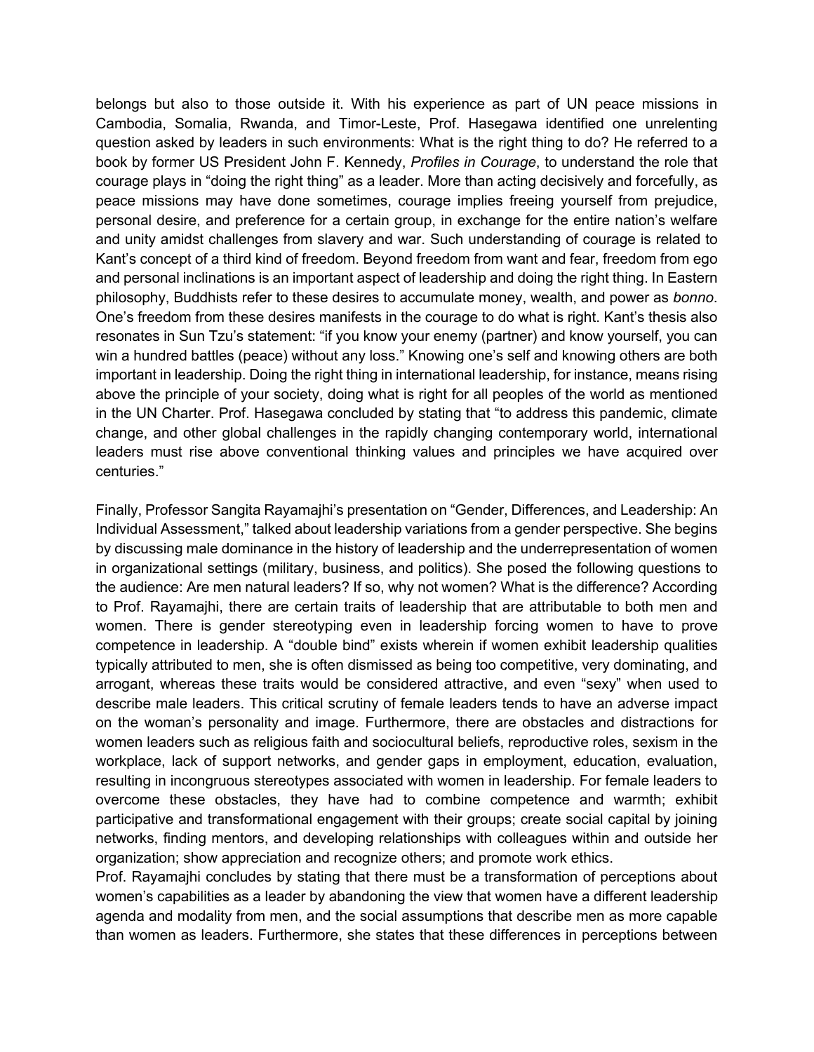belongs but also to those outside it. With his experience as part of UN peace missions in Cambodia, Somalia, Rwanda, and Timor-Leste, Prof. Hasegawa identified one unrelenting question asked by leaders in such environments: What is the right thing to do? He referred to a book by former US President John F. Kennedy, *Profiles in Courage*, to understand the role that courage plays in "doing the right thing" as a leader. More than acting decisively and forcefully, as peace missions may have done sometimes, courage implies freeing yourself from prejudice, personal desire, and preference for a certain group, in exchange for the entire nation's welfare and unity amidst challenges from slavery and war. Such understanding of courage is related to Kant's concept of a third kind of freedom. Beyond freedom from want and fear, freedom from ego and personal inclinations is an important aspect of leadership and doing the right thing. In Eastern philosophy, Buddhists refer to these desires to accumulate money, wealth, and power as *bonno*. One's freedom from these desires manifests in the courage to do what is right. Kant's thesis also resonates in Sun Tzu's statement: "if you know your enemy (partner) and know yourself, you can win a hundred battles (peace) without any loss." Knowing one's self and knowing others are both important in leadership. Doing the right thing in international leadership, for instance, means rising above the principle of your society, doing what is right for all peoples of the world as mentioned in the UN Charter. Prof. Hasegawa concluded by stating that "to address this pandemic, climate change, and other global challenges in the rapidly changing contemporary world, international leaders must rise above conventional thinking values and principles we have acquired over centuries."

Finally, Professor Sangita Rayamajhi's presentation on "Gender, Differences, and Leadership: An Individual Assessment," talked about leadership variations from a gender perspective. She begins by discussing male dominance in the history of leadership and the underrepresentation of women in organizational settings (military, business, and politics). She posed the following questions to the audience: Are men natural leaders? If so, why not women? What is the difference? According to Prof. Rayamajhi, there are certain traits of leadership that are attributable to both men and women. There is gender stereotyping even in leadership forcing women to have to prove competence in leadership. A "double bind" exists wherein if women exhibit leadership qualities typically attributed to men, she is often dismissed as being too competitive, very dominating, and arrogant, whereas these traits would be considered attractive, and even "sexy" when used to describe male leaders. This critical scrutiny of female leaders tends to have an adverse impact on the woman's personality and image. Furthermore, there are obstacles and distractions for women leaders such as religious faith and sociocultural beliefs, reproductive roles, sexism in the workplace, lack of support networks, and gender gaps in employment, education, evaluation, resulting in incongruous stereotypes associated with women in leadership. For female leaders to overcome these obstacles, they have had to combine competence and warmth; exhibit participative and transformational engagement with their groups; create social capital by joining networks, finding mentors, and developing relationships with colleagues within and outside her organization; show appreciation and recognize others; and promote work ethics.

Prof. Rayamajhi concludes by stating that there must be a transformation of perceptions about women's capabilities as a leader by abandoning the view that women have a different leadership agenda and modality from men, and the social assumptions that describe men as more capable than women as leaders. Furthermore, she states that these differences in perceptions between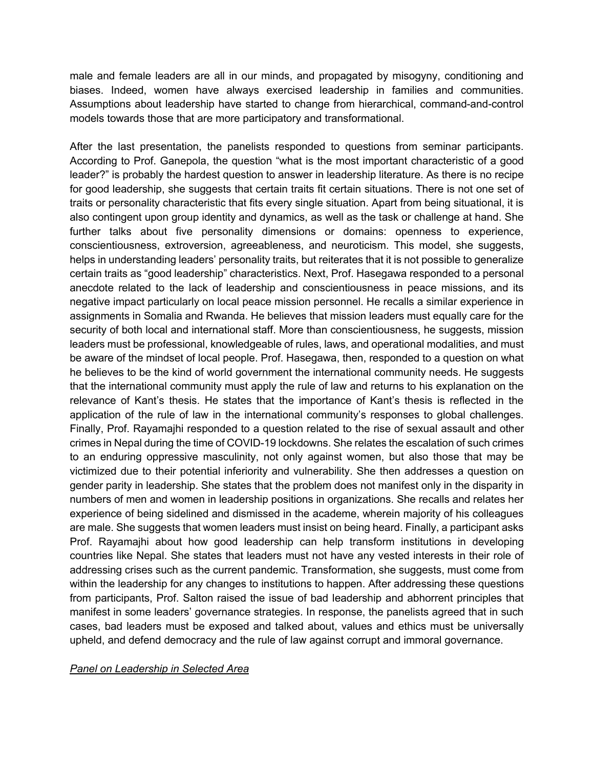male and female leaders are all in our minds, and propagated by misogyny, conditioning and biases. Indeed, women have always exercised leadership in families and communities. Assumptions about leadership have started to change from hierarchical, command-and-control models towards those that are more participatory and transformational.

After the last presentation, the panelists responded to questions from seminar participants. According to Prof. Ganepola, the question "what is the most important characteristic of a good leader?" is probably the hardest question to answer in leadership literature. As there is no recipe for good leadership, she suggests that certain traits fit certain situations. There is not one set of traits or personality characteristic that fits every single situation. Apart from being situational, it is also contingent upon group identity and dynamics, as well as the task or challenge at hand. She further talks about five personality dimensions or domains: openness to experience, conscientiousness, extroversion, agreeableness, and neuroticism. This model, she suggests, helps in understanding leaders' personality traits, but reiterates that it is not possible to generalize certain traits as "good leadership" characteristics. Next, Prof. Hasegawa responded to a personal anecdote related to the lack of leadership and conscientiousness in peace missions, and its negative impact particularly on local peace mission personnel. He recalls a similar experience in assignments in Somalia and Rwanda. He believes that mission leaders must equally care for the security of both local and international staff. More than conscientiousness, he suggests, mission leaders must be professional, knowledgeable of rules, laws, and operational modalities, and must be aware of the mindset of local people. Prof. Hasegawa, then, responded to a question on what he believes to be the kind of world government the international community needs. He suggests that the international community must apply the rule of law and returns to his explanation on the relevance of Kant's thesis. He states that the importance of Kant's thesis is reflected in the application of the rule of law in the international community's responses to global challenges. Finally, Prof. Rayamajhi responded to a question related to the rise of sexual assault and other crimes in Nepal during the time of COVID-19 lockdowns. She relates the escalation of such crimes to an enduring oppressive masculinity, not only against women, but also those that may be victimized due to their potential inferiority and vulnerability. She then addresses a question on gender parity in leadership. She states that the problem does not manifest only in the disparity in numbers of men and women in leadership positions in organizations. She recalls and relates her experience of being sidelined and dismissed in the academe, wherein majority of his colleagues are male. She suggests that women leaders must insist on being heard. Finally, a participant asks Prof. Rayamajhi about how good leadership can help transform institutions in developing countries like Nepal. She states that leaders must not have any vested interests in their role of addressing crises such as the current pandemic. Transformation, she suggests, must come from within the leadership for any changes to institutions to happen. After addressing these questions from participants, Prof. Salton raised the issue of bad leadership and abhorrent principles that manifest in some leaders' governance strategies. In response, the panelists agreed that in such cases, bad leaders must be exposed and talked about, values and ethics must be universally upheld, and defend democracy and the rule of law against corrupt and immoral governance.

*<u>Panel on Leadership in Selected Area</u>*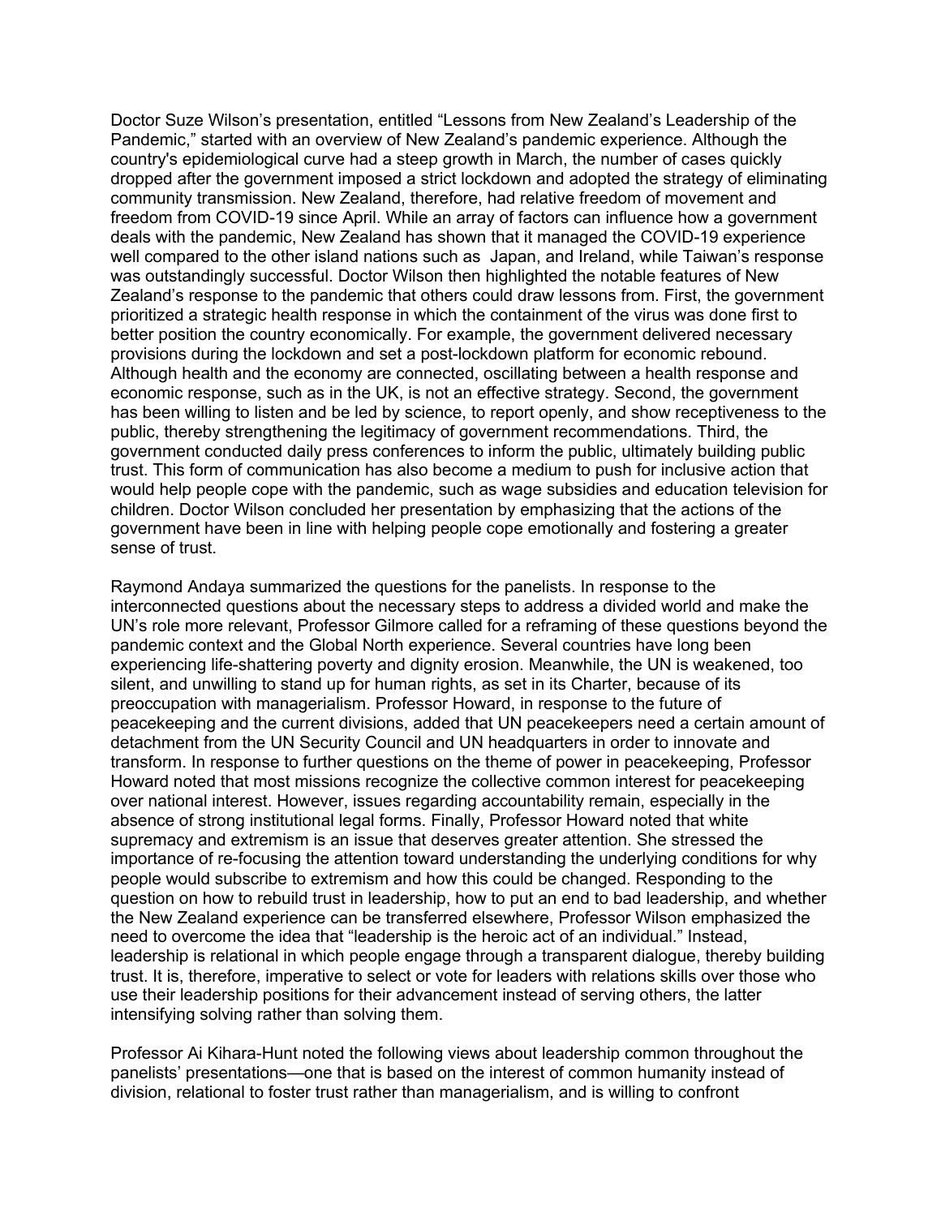Doctor Suze Wilson's presentation, entitled "Lessons from New Zealand's Leadership of the Pandemic," started with an overview of New Zealand's pandemic experience. Although the country's epidemiological curve had a steep growth in March, the number of cases quickly dropped after the government imposed a strict lockdown and adopted the strategy of eliminating community transmission. New Zealand, therefore, had relative freedom of movement and freedom from COVID-19 since April. While an array of factors can influence how a government deals with the pandemic, New Zealand has shown that it managed the COVID-19 experience well compared to the other island nations such as  Japan, and Ireland, while Taiwan's response was outstandingly successful. Doctor Wilson then highlighted the notable features of New Zealand's response to the pandemic that others could draw lessons from. First, the government prioritized a strategic health response in which the containment of the virus was done first to better position the country economically. For example, the government delivered necessary provisions during the lockdown and set a post-lockdown platform for economic rebound. Although health and the economy are connected, oscillating between a health response and economic response, such as in the UK, is not an effective strategy. Second, the government has been willing to listen and be led by science, to report openly, and show receptiveness to the public, thereby strengthening the legitimacy of government recommendations. Third, the government conducted daily press conferences to inform the public, ultimately building public trust. This form of communication has also become a medium to push for inclusive action that would help people cope with the pandemic, such as wage subsidies and education television for children. Doctor Wilson concluded her presentation by emphasizing that the actions of the government have been in line with helping people cope emotionally and fostering a greater sense of trust.

Raymond Andaya summarized the questions for the panelists. In response to the interconnected questions about the necessary steps to address a divided world and make the UN's role more relevant, Professor Gilmore called for a reframing of these questions beyond the pandemic context and the Global North experience. Several countries have long been experiencing life-shattering poverty and dignity erosion. Meanwhile, the UN is weakened, too silent, and unwilling to stand up for human rights, as set in its Charter, because of its preoccupation with managerialism. Professor Howard, in response to the future of peacekeeping and the current divisions, added that UN peacekeepers need a certain amount of detachment from the UN Security Council and UN headquarters in order to innovate and transform. In response to further questions on the theme of power in peacekeeping, Professor Howard noted that most missions recognize the collective common interest for peacekeeping over national interest. However, issues regarding accountability remain, especially in the absence of strong institutional legal forms. Finally, Professor Howard noted that white supremacy and extremism is an issue that deserves greater attention. She stressed the importance of re-focusing the attention toward understanding the underlying conditions for why people would subscribe to extremism and how this could be changed. Responding to the question on how to rebuild trust in leadership, how to put an end to bad leadership, and whether the New Zealand experience can be transferred elsewhere, Professor Wilson emphasized the need to overcome the idea that "leadership is the heroic act of an individual." Instead, leadership is relational in which people engage through a transparent dialogue, thereby building trust. It is, therefore, imperative to select or vote for leaders with relations skills over those who use their leadership positions for their advancement instead of serving others, the latter intensifying solving rather than solving them.

Professor Ai Kihara-Hunt noted the following views about leadership common throughout the panelists' presentations—one that is based on the interest of common humanity instead of division, relational to foster trust rather than managerialism, and is willing to confront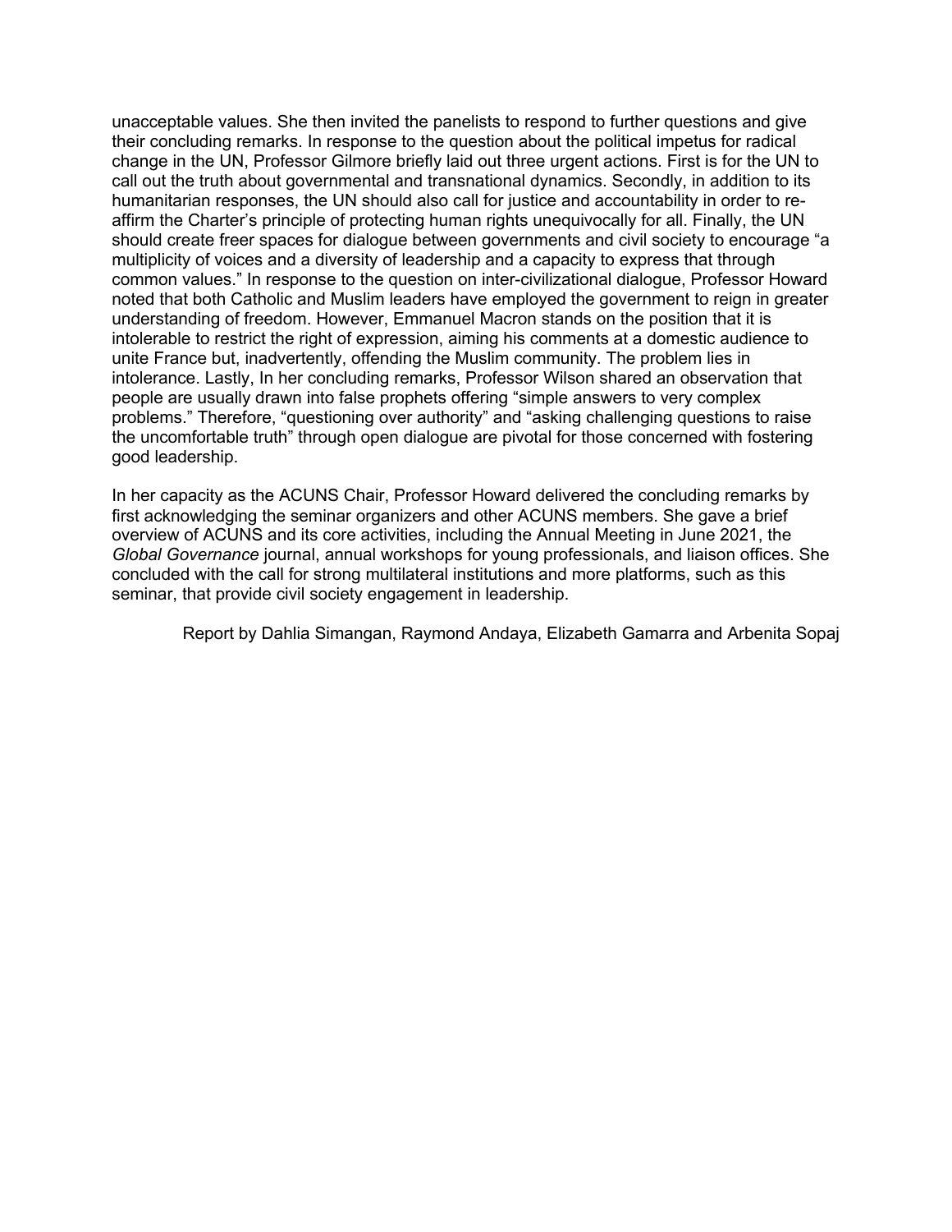unacceptable values. She then invited the panelists to respond to further questions and give their concluding remarks. In response to the question about the political impetus for radical change in the UN, Professor Gilmore briefly laid out three urgent actions. First is for the UN to call out the truth about governmental and transnational dynamics. Secondly, in addition to its humanitarian responses, the UN should also call for justice and accountability in order to re-affirm the Charter's principle of protecting human rights unequivocally for all. Finally, the UN should create freer spaces for dialogue between governments and civil society to encourage "a multiplicity of voices and a diversity of leadership and a capacity to express that through common values." In response to the question on inter-civilizational dialogue, Professor Howard noted that both Catholic and Muslim leaders have employed the government to reign in greater understanding of freedom. However, Emmanuel Macron stands on the position that it is intolerable to restrict the right of expression, aiming his comments at a domestic audience to unite France but, inadvertently, offending the Muslim community. The problem lies in intolerance. Lastly, In her concluding remarks, Professor Wilson shared an observation that people are usually drawn into false prophets offering "simple answers to very complex problems." Therefore, "questioning over authority" and "asking challenging questions to raise the uncomfortable truth" through open dialogue are pivotal for those concerned with fostering good leadership.

In her capacity as the ACUNS Chair, Professor Howard delivered the concluding remarks by first acknowledging the seminar organizers and other ACUNS members. She gave a brief overview of ACUNS and its core activities, including the Annual Meeting in June 2021, the *Global Governance* journal, annual workshops for young professionals, and liaison offices. She concluded with the call for strong multilateral institutions and more platforms, such as this seminar, that provide civil society engagement in leadership.

Report by Dahlia Simangan, Raymond Andaya, Elizabeth Gamarra and Arbenita Sopaj